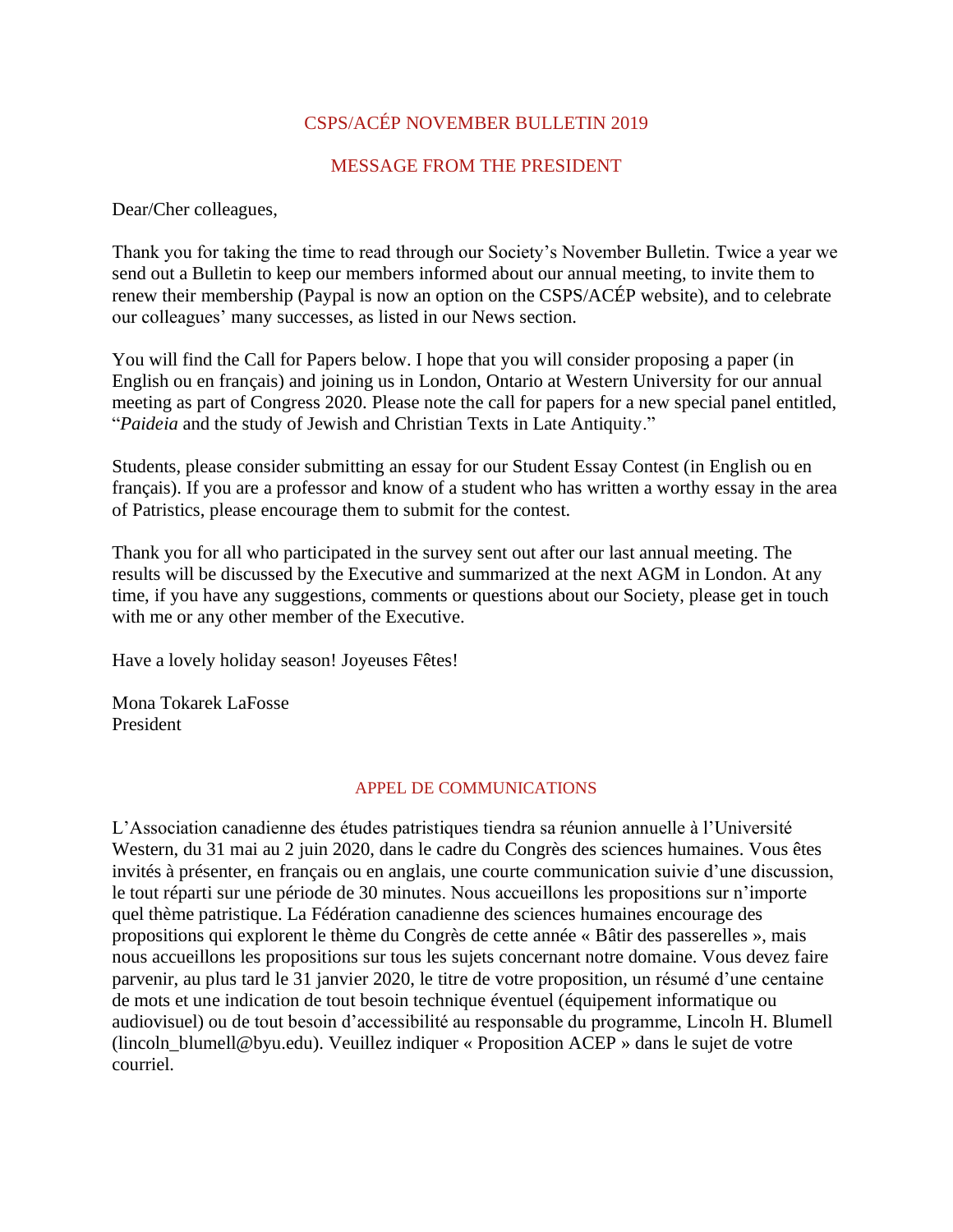# CSPS/ACÉP NOVEMBER BULLETIN 2019

## MESSAGE FROM THE PRESIDENT

Dear/Cher colleagues,

Thank you for taking the time to read through our Society's November Bulletin. Twice a year we send out a Bulletin to keep our members informed about our annual meeting, to invite them to renew their membership (Paypal is now an option on the CSPS/ACÉP website), and to celebrate our colleagues' many successes, as listed in our News section.

You will find the Call for Papers below. I hope that you will consider proposing a paper (in English ou en français) and joining us in London, Ontario at Western University for our annual meeting as part of Congress 2020. Please note the call for papers for a new special panel entitled, "*Paideia* and the study of Jewish and Christian Texts in Late Antiquity."

Students, please consider submitting an essay for our Student Essay Contest (in English ou en français). If you are a professor and know of a student who has written a worthy essay in the area of Patristics, please encourage them to submit for the contest.

Thank you for all who participated in the survey sent out after our last annual meeting. The results will be discussed by the Executive and summarized at the next AGM in London. At any time, if you have any suggestions, comments or questions about our Society, please get in touch with me or any other member of the Executive.

Have a lovely holiday season! Joyeuses Fêtes!

Mona Tokarek LaFosse
President

## APPEL DE COMMUNICATIONS

L'Association canadienne des études patristiques tiendra sa réunion annuelle à l'Université Western, du 31 mai au 2 juin 2020, dans le cadre du Congrès des sciences humaines. Vous êtes invités à présenter, en français ou en anglais, une courte communication suivie d'une discussion, le tout réparti sur une période de 30 minutes. Nous accueillons les propositions sur n'importe quel thème patristique. La Fédération canadienne des sciences humaines encourage des propositions qui explorent le thème du Congrès de cette année « Bâtir des passerelles », mais nous accueillons les propositions sur tous les sujets concernant notre domaine. Vous devez faire parvenir, au plus tard le 31 janvier 2020, le titre de votre proposition, un résumé d'une centaine de mots et une indication de tout besoin technique éventuel (équipement informatique ou audiovisuel) ou de tout besoin d'accessibilité au responsable du programme, Lincoln H. Blumell (lincoln_blumell@byu.edu). Veuillez indiquer « Proposition ACEP » dans le sujet de votre courriel.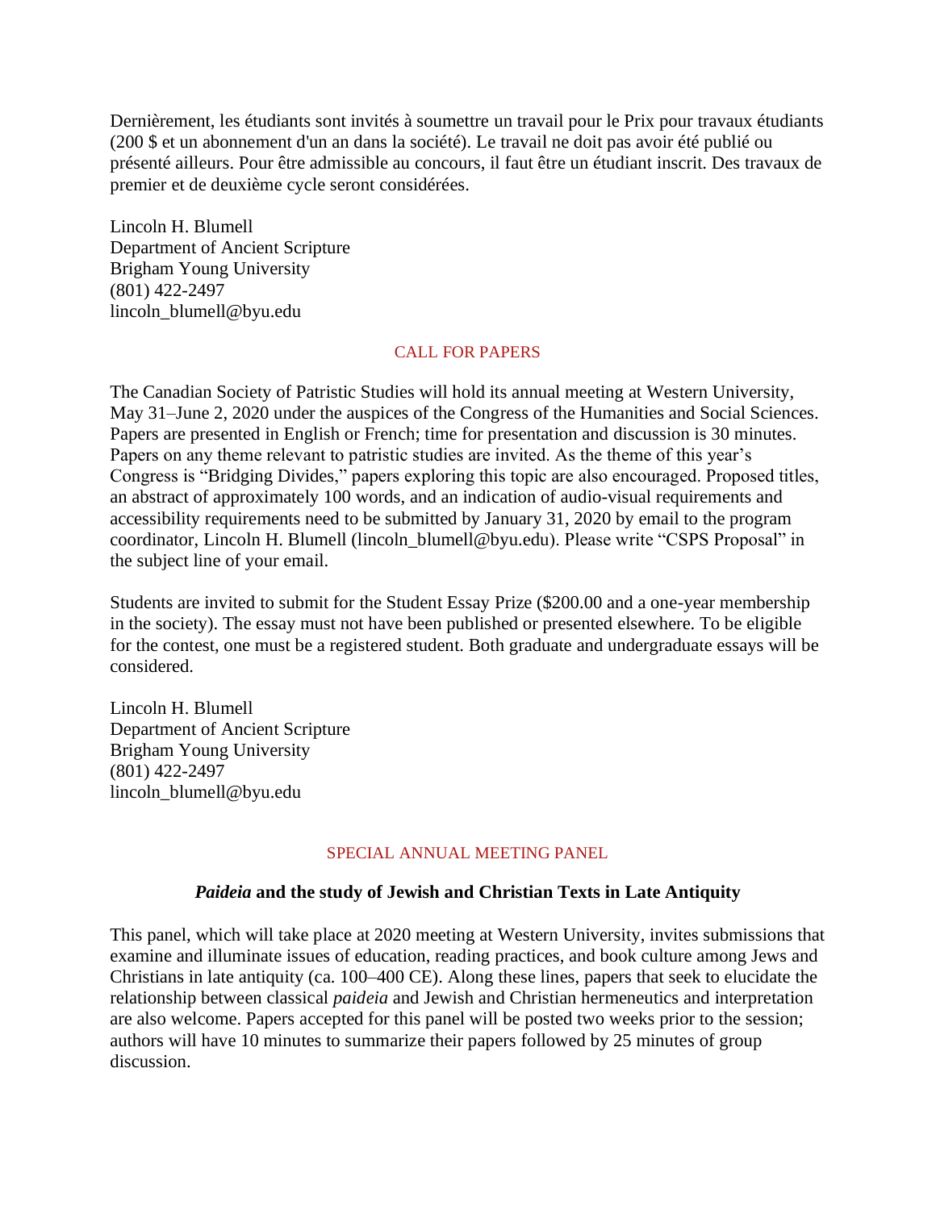Dernièrement, les étudiants sont invités à soumettre un travail pour le Prix pour travaux étudiants (200 $ et un abonnement d'un an dans la société). Le travail ne doit pas avoir été publié ou présenté ailleurs. Pour être admissible au concours, il faut être un étudiant inscrit. Des travaux de premier et de deuxième cycle seront considérées.

Lincoln H. Blumell  
Department of Ancient Scripture  
Brigham Young University  
(801) 422-2497  
lincoln_blumell@byu.edu

## CALL FOR PAPERS

The Canadian Society of Patristic Studies will hold its annual meeting at Western University, May 31–June 2, 2020 under the auspices of the Congress of the Humanities and Social Sciences. Papers are presented in English or French; time for presentation and discussion is 30 minutes. Papers on any theme relevant to patristic studies are invited. As the theme of this year's Congress is "Bridging Divides," papers exploring this topic are also encouraged. Proposed titles, an abstract of approximately 100 words, and an indication of audio-visual requirements and accessibility requirements need to be submitted by January 31, 2020 by email to the program coordinator, Lincoln H. Blumell (lincoln_blumell@byu.edu). Please write "CSPS Proposal" in the subject line of your email.

Students are invited to submit for the Student Essay Prize ($200.00 and a one-year membership in the society). The essay must not have been published or presented elsewhere. To be eligible for the contest, one must be a registered student. Both graduate and undergraduate essays will be considered.

Lincoln H. Blumell  
Department of Ancient Scripture  
Brigham Young University  
(801) 422-2497  
lincoln_blumell@byu.edu

## SPECIAL ANNUAL MEETING PANEL

### ***Paideia* and the study of Jewish and Christian Texts in Late Antiquity**

This panel, which will take place at 2020 meeting at Western University, invites submissions that examine and illuminate issues of education, reading practices, and book culture among Jews and Christians in late antiquity (ca. 100–400 CE). Along these lines, papers that seek to elucidate the relationship between classical *paideia* and Jewish and Christian hermeneutics and interpretation are also welcome. Papers accepted for this panel will be posted two weeks prior to the session; authors will have 10 minutes to summarize their papers followed by 25 minutes of group discussion.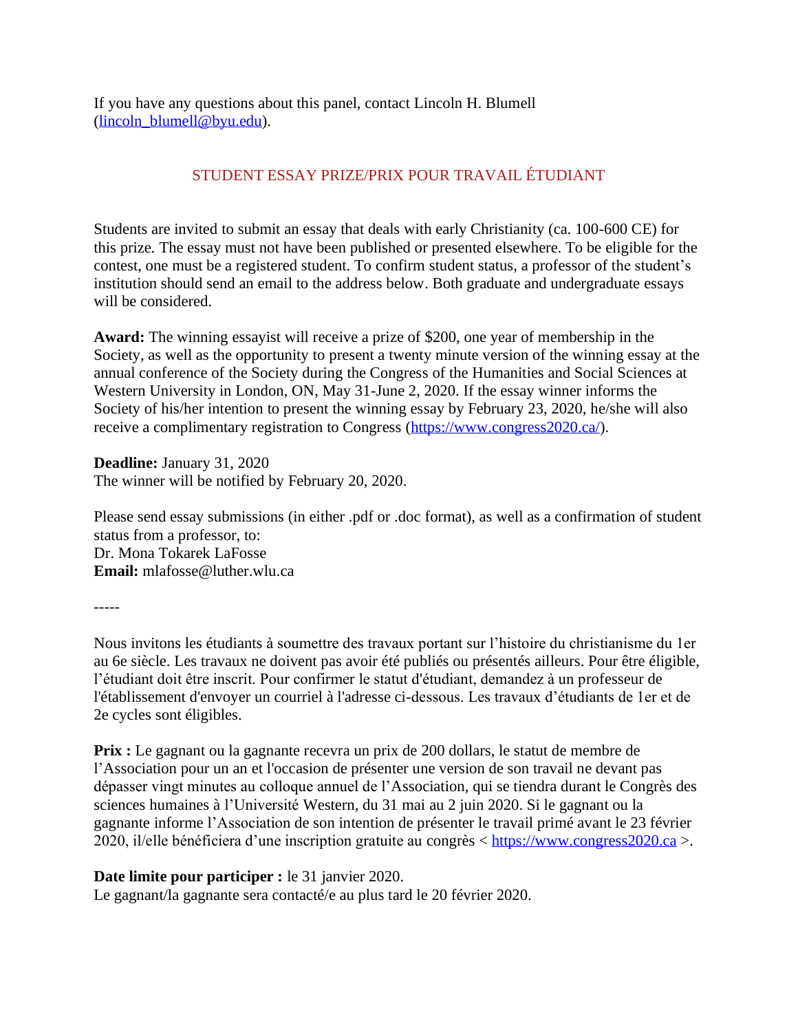If you have any questions about this panel, contact Lincoln H. Blumell (lincoln_blumell@byu.edu).

## STUDENT ESSAY PRIZE/PRIX POUR TRAVAIL ÉTUDIANT

Students are invited to submit an essay that deals with early Christianity (ca. 100-600 CE) for this prize. The essay must not have been published or presented elsewhere. To be eligible for the contest, one must be a registered student. To confirm student status, a professor of the student's institution should send an email to the address below. Both graduate and undergraduate essays will be considered.

**Award:** The winning essayist will receive a prize of $200, one year of membership in the Society, as well as the opportunity to present a twenty minute version of the winning essay at the annual conference of the Society during the Congress of the Humanities and Social Sciences at Western University in London, ON, May 31-June 2, 2020. If the essay winner informs the Society of his/her intention to present the winning essay by February 23, 2020, he/she will also receive a complimentary registration to Congress (https://www.congress2020.ca/).

**Deadline:** January 31, 2020
The winner will be notified by February 20, 2020.

Please send essay submissions (in either .pdf or .doc format), as well as a confirmation of student status from a professor, to:
Dr. Mona Tokarek LaFosse
**Email:** mlafosse@luther.wlu.ca

-----

Nous invitons les étudiants à soumettre des travaux portant sur l'histoire du christianisme du 1er au 6e siècle. Les travaux ne doivent pas avoir été publiés ou présentés ailleurs. Pour être éligible, l'étudiant doit être inscrit. Pour confirmer le statut d'étudiant, demandez à un professeur de l'établissement d'envoyer un courriel à l'adresse ci-dessous. Les travaux d'étudiants de 1er et de 2e cycles sont éligibles.

**Prix :** Le gagnant ou la gagnante recevra un prix de 200 dollars, le statut de membre de l'Association pour un an et l'occasion de présenter une version de son travail ne devant pas dépasser vingt minutes au colloque annuel de l'Association, qui se tiendra durant le Congrès des sciences humaines à l'Université Western, du 31 mai au 2 juin 2020. Si le gagnant ou la gagnante informe l'Association de son intention de présenter le travail primé avant le 23 février 2020, il/elle bénéficiera d'une inscription gratuite au congrès < https://www.congress2020.ca >.

**Date limite pour participer :** le 31 janvier 2020.
Le gagnant/la gagnante sera contacté/e au plus tard le 20 février 2020.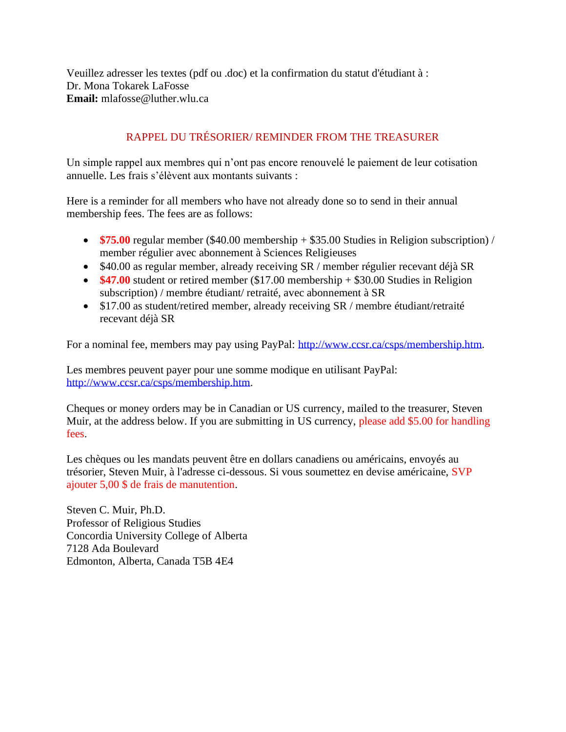Veuillez adresser les textes (pdf ou .doc) et la confirmation du statut d'étudiant à :
Dr. Mona Tokarek LaFosse
**Email:** mlafosse@luther.wlu.ca

## RAPPEL DU TRÉSORIER/ REMINDER FROM THE TREASURER

Un simple rappel aux membres qui n’ont pas encore renouvelé le paiement de leur cotisation annuelle. Les frais s’élèvent aux montants suivants :

Here is a reminder for all members who have not already done so to send in their annual membership fees. The fees are as follows:

- **$75.00** regular member ($40.00 membership + $35.00 Studies in Religion subscription) / member régulier avec abonnement à Sciences Religieuses
- $40.00 as regular member, already receiving SR / member régulier recevant déjà SR
- **$47.00** student or retired member ($17.00 membership + $30.00 Studies in Religion subscription) / membre étudiant/ retraité, avec abonnement à SR
- $17.00 as student/retired member, already receiving SR / membre étudiant/retraité recevant déjà SR

For a nominal fee, members may pay using PayPal: http://www.ccsr.ca/csps/membership.htm.

Les membres peuvent payer pour une somme modique en utilisant PayPal: http://www.ccsr.ca/csps/membership.htm.

Cheques or money orders may be in Canadian or US currency, mailed to the treasurer, Steven Muir, at the address below. If you are submitting in US currency, please add $5.00 for handling fees.

Les chèques ou les mandats peuvent être en dollars canadiens ou américains, envoyés au trésorier, Steven Muir, à l'adresse ci-dessous. Si vous soumettez en devise américaine, SVP ajouter 5,00 $ de frais de manutention.

Steven C. Muir, Ph.D.
Professor of Religious Studies
Concordia University College of Alberta
7128 Ada Boulevard
Edmonton, Alberta, Canada T5B 4E4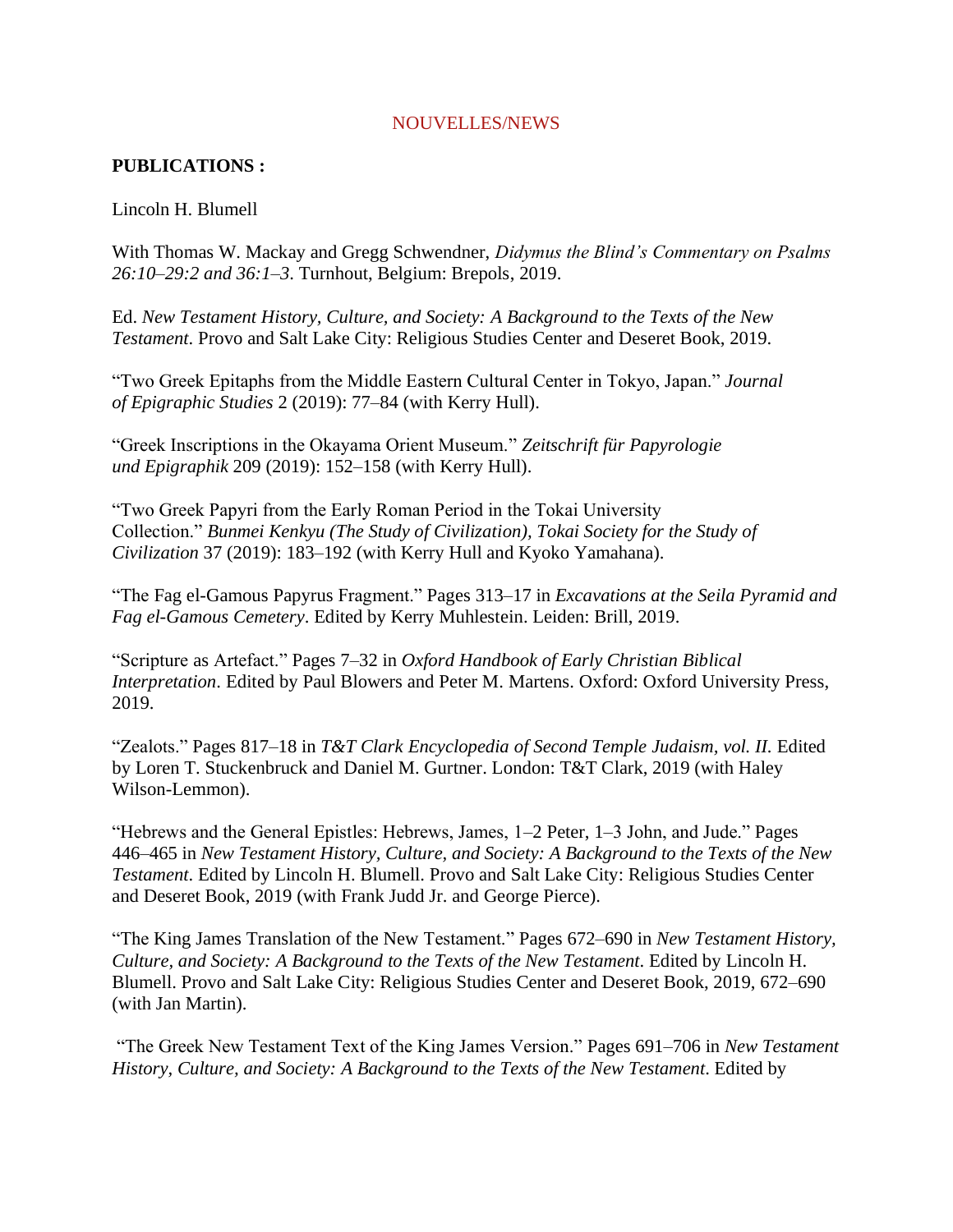NOUVELLES/NEWS

**PUBLICATIONS :**

Lincoln H. Blumell

With Thomas W. Mackay and Gregg Schwendner, *Didymus the Blind's Commentary on Psalms 26:10–29:2 and 36:1–3*. Turnhout, Belgium: Brepols, 2019.

Ed. *New Testament History, Culture, and Society: A Background to the Texts of the New Testament*. Provo and Salt Lake City: Religious Studies Center and Deseret Book, 2019.

"Two Greek Epitaphs from the Middle Eastern Cultural Center in Tokyo, Japan." *Journal of Epigraphic Studies* 2 (2019): 77–84 (with Kerry Hull).

"Greek Inscriptions in the Okayama Orient Museum." *Zeitschrift für Papyrologie und Epigraphik* 209 (2019): 152–158 (with Kerry Hull).

"Two Greek Papyri from the Early Roman Period in the Tokai University Collection." *Bunmei Kenkyu (The Study of Civilization), Tokai Society for the Study of Civilization* 37 (2019): 183–192 (with Kerry Hull and Kyoko Yamahana).

"The Fag el-Gamous Papyrus Fragment." Pages 313–17 in *Excavations at the Seila Pyramid and Fag el-Gamous Cemetery*. Edited by Kerry Muhlestein. Leiden: Brill, 2019.

"Scripture as Artefact." Pages 7–32 in *Oxford Handbook of Early Christian Biblical Interpretation*. Edited by Paul Blowers and Peter M. Martens. Oxford: Oxford University Press, 2019.

"Zealots." Pages 817–18 in *T&T Clark Encyclopedia of Second Temple Judaism, vol. II.* Edited by Loren T. Stuckenbruck and Daniel M. Gurtner. London: T&T Clark, 2019 (with Haley Wilson-Lemmon).

"Hebrews and the General Epistles: Hebrews, James, 1–2 Peter, 1–3 John, and Jude." Pages 446–465 in *New Testament History, Culture, and Society: A Background to the Texts of the New Testament*. Edited by Lincoln H. Blumell. Provo and Salt Lake City: Religious Studies Center and Deseret Book, 2019 (with Frank Judd Jr. and George Pierce).

"The King James Translation of the New Testament." Pages 672–690 in *New Testament History, Culture, and Society: A Background to the Texts of the New Testament*. Edited by Lincoln H. Blumell. Provo and Salt Lake City: Religious Studies Center and Deseret Book, 2019, 672–690 (with Jan Martin).

"The Greek New Testament Text of the King James Version." Pages 691–706 in *New Testament History, Culture, and Society: A Background to the Texts of the New Testament*. Edited by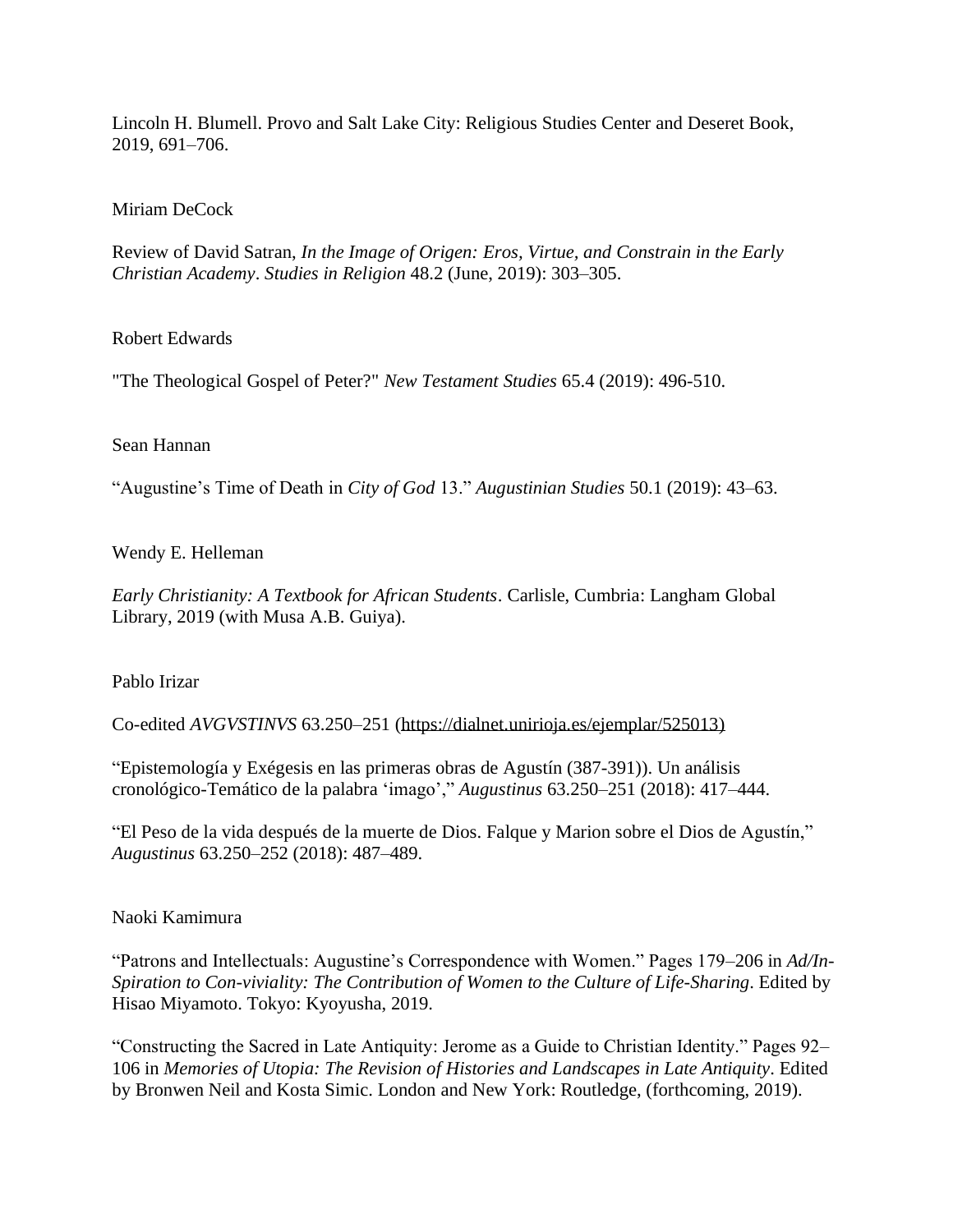Lincoln H. Blumell. Provo and Salt Lake City: Religious Studies Center and Deseret Book, 2019, 691–706.

Miriam DeCock

Review of David Satran, *In the Image of Origen: Eros, Virtue, and Constrain in the Early Christian Academy*. *Studies in Religion* 48.2 (June, 2019): 303–305.

Robert Edwards

"The Theological Gospel of Peter?" *New Testament Studies* 65.4 (2019): 496-510.

Sean Hannan

"Augustine's Time of Death in *City of God* 13." *Augustinian Studies* 50.1 (2019): 43–63.

Wendy E. Helleman

*Early Christianity: A Textbook for African Students*. Carlisle, Cumbria: Langham Global Library, 2019 (with Musa A.B. Guiya).

Pablo Irizar

Co-edited *AVGVSTINVS* 63.250–251 (https://dialnet.unirioja.es/ejemplar/525013)

"Epistemología y Exégesis en las primeras obras de Agustín (387-391)). Un análisis cronológico-Temático de la palabra 'imago'," *Augustinus* 63.250–251 (2018): 417–444.

"El Peso de la vida después de la muerte de Dios. Falque y Marion sobre el Dios de Agustín," *Augustinus* 63.250–252 (2018): 487–489.

Naoki Kamimura

"Patrons and Intellectuals: Augustine's Correspondence with Women." Pages 179–206 in *Ad/In-Spiration to Con-viviality: The Contribution of Women to the Culture of Life-Sharing*. Edited by Hisao Miyamoto. Tokyo: Kyoyusha, 2019.

"Constructing the Sacred in Late Antiquity: Jerome as a Guide to Christian Identity." Pages 92–106 in *Memories of Utopia: The Revision of Histories and Landscapes in Late Antiquity*. Edited by Bronwen Neil and Kosta Simic. London and New York: Routledge, (forthcoming, 2019).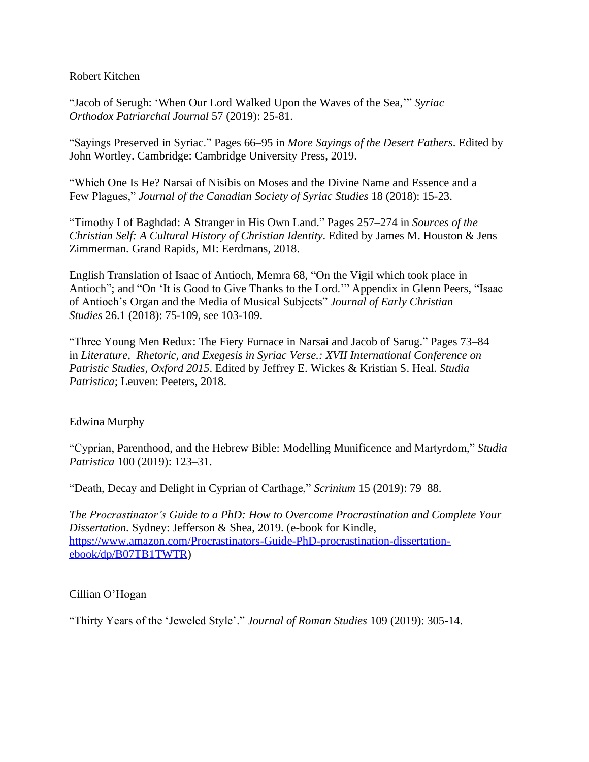Robert Kitchen

"Jacob of Serugh: 'When Our Lord Walked Upon the Waves of the Sea,'" *Syriac Orthodox Patriarchal Journal* 57 (2019): 25-81.

"Sayings Preserved in Syriac." Pages 66–95 in *More Sayings of the Desert Fathers*. Edited by John Wortley. Cambridge: Cambridge University Press, 2019.

"Which One Is He? Narsai of Nisibis on Moses and the Divine Name and Essence and a Few Plagues," *Journal of the Canadian Society of Syriac Studies* 18 (2018): 15-23.

"Timothy I of Baghdad: A Stranger in His Own Land." Pages 257–274 in *Sources of the Christian Self: A Cultural History of Christian Identity*. Edited by James M. Houston & Jens Zimmerman. Grand Rapids, MI: Eerdmans, 2018.

English Translation of Isaac of Antioch, Memra 68, "On the Vigil which took place in Antioch"; and "On 'It is Good to Give Thanks to the Lord.'" Appendix in Glenn Peers, "Isaac of Antioch's Organ and the Media of Musical Subjects" *Journal of Early Christian Studies* 26.1 (2018): 75-109, see 103-109.

"Three Young Men Redux: The Fiery Furnace in Narsai and Jacob of Sarug." Pages 73–84 in *Literature, Rhetoric, and Exegesis in Syriac Verse.: XVII International Conference on Patristic Studies, Oxford 2015*. Edited by Jeffrey E. Wickes & Kristian S. Heal. *Studia Patristica*; Leuven: Peeters, 2018.

Edwina Murphy

"Cyprian, Parenthood, and the Hebrew Bible: Modelling Munificence and Martyrdom," *Studia Patristica* 100 (2019): 123–31.

"Death, Decay and Delight in Cyprian of Carthage," *Scrinium* 15 (2019): 79–88.

*The Procrastinator's Guide to a PhD: How to Overcome Procrastination and Complete Your Dissertation.* Sydney: Jefferson & Shea, 2019. (e-book for Kindle, https://www.amazon.com/Procrastinators-Guide-PhD-procrastination-dissertation-ebook/dp/B07TB1TWTR)

Cillian O'Hogan

"Thirty Years of the 'Jeweled Style'." *Journal of Roman Studies* 109 (2019): 305-14.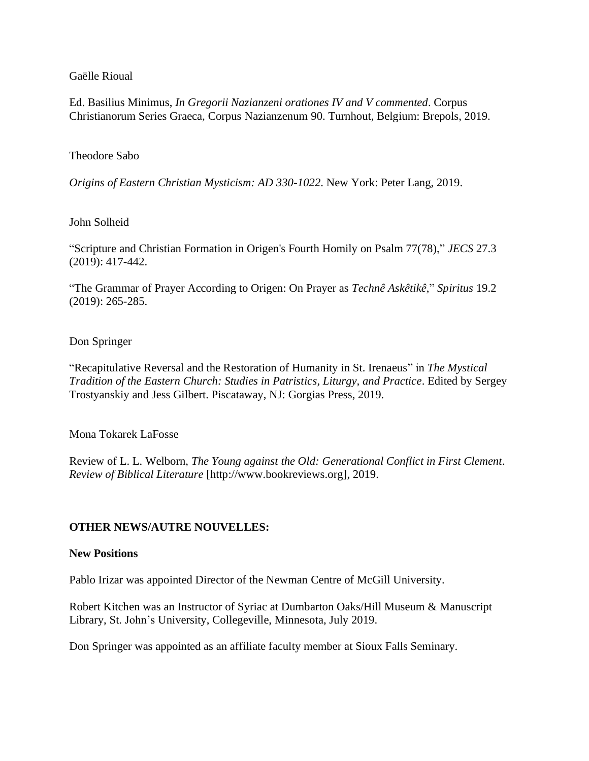Gaëlle Rioual

Ed. Basilius Minimus, *In Gregorii Nazianzeni orationes IV and V commented*. Corpus Christianorum Series Graeca, Corpus Nazianzenum 90. Turnhout, Belgium: Brepols, 2019.

Theodore Sabo

*Origins of Eastern Christian Mysticism: AD 330-1022*. New York: Peter Lang, 2019.

John Solheid

"Scripture and Christian Formation in Origen's Fourth Homily on Psalm 77(78)," *JECS* 27.3 (2019): 417-442.

"The Grammar of Prayer According to Origen: On Prayer as *Technê Askêtikê*," *Spiritus* 19.2 (2019): 265-285.

Don Springer

"Recapitulative Reversal and the Restoration of Humanity in St. Irenaeus" in *The Mystical Tradition of the Eastern Church: Studies in Patristics, Liturgy, and Practice*. Edited by Sergey Trostyanskiy and Jess Gilbert. Piscataway, NJ: Gorgias Press, 2019.

Mona Tokarek LaFosse

Review of L. L. Welborn, *The Young against the Old: Generational Conflict in First Clement*. *Review of Biblical Literature* [http://www.bookreviews.org], 2019.

## OTHER NEWS/AUTRE NOUVELLES:

### New Positions

Pablo Irizar was appointed Director of the Newman Centre of McGill University.

Robert Kitchen was an Instructor of Syriac at Dumbarton Oaks/Hill Museum & Manuscript Library, St. John's University, Collegeville, Minnesota, July 2019.

Don Springer was appointed as an affiliate faculty member at Sioux Falls Seminary.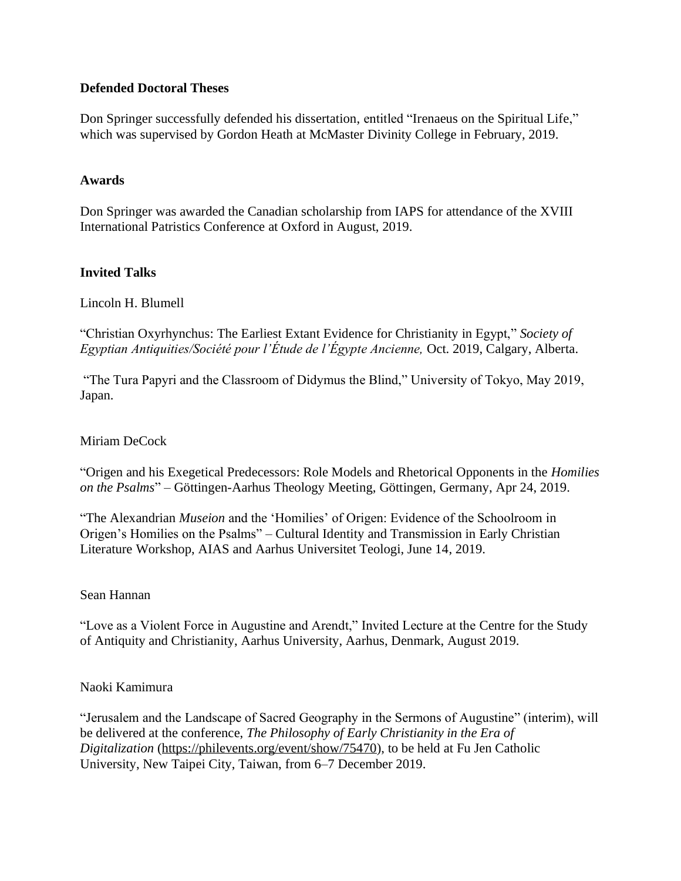**Defended Doctoral Theses**

Don Springer successfully defended his dissertation, entitled "Irenaeus on the Spiritual Life," which was supervised by Gordon Heath at McMaster Divinity College in February, 2019.

**Awards**

Don Springer was awarded the Canadian scholarship from IAPS for attendance of the XVIII International Patristics Conference at Oxford in August, 2019.

**Invited Talks**

Lincoln H. Blumell

"Christian Oxyrhynchus: The Earliest Extant Evidence for Christianity in Egypt," *Society of Egyptian Antiquities/Société pour l'Étude de l'Égypte Ancienne,* Oct. 2019, Calgary, Alberta.

"The Tura Papyri and the Classroom of Didymus the Blind," University of Tokyo, May 2019, Japan.

Miriam DeCock

"Origen and his Exegetical Predecessors: Role Models and Rhetorical Opponents in the *Homilies on the Psalms*" – Göttingen-Aarhus Theology Meeting, Göttingen, Germany, Apr 24, 2019.

"The Alexandrian *Museion* and the 'Homilies' of Origen: Evidence of the Schoolroom in Origen's Homilies on the Psalms" – Cultural Identity and Transmission in Early Christian Literature Workshop, AIAS and Aarhus Universitet Teologi, June 14, 2019.

Sean Hannan

"Love as a Violent Force in Augustine and Arendt," Invited Lecture at the Centre for the Study of Antiquity and Christianity, Aarhus University, Aarhus, Denmark, August 2019.

Naoki Kamimura

"Jerusalem and the Landscape of Sacred Geography in the Sermons of Augustine" (interim), will be delivered at the conference, *The Philosophy of Early Christianity in the Era of Digitalization* (https://philevents.org/event/show/75470), to be held at Fu Jen Catholic University, New Taipei City, Taiwan, from 6–7 December 2019.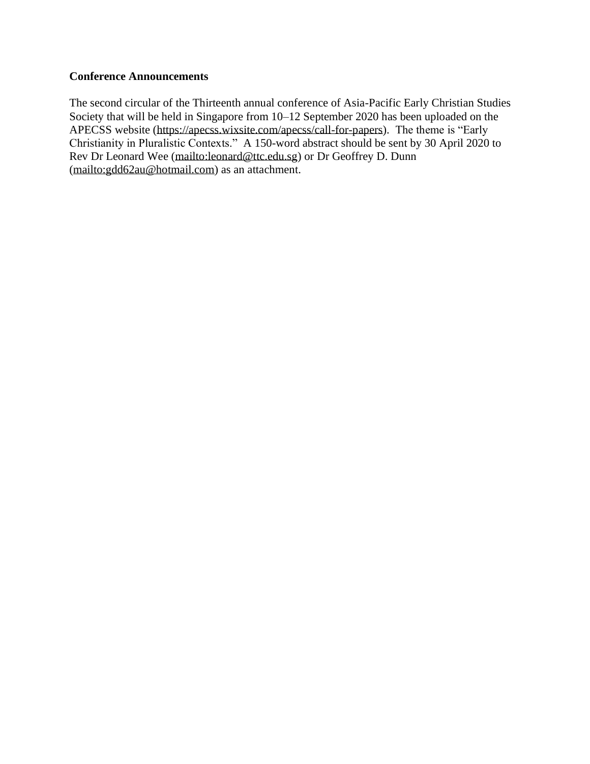**Conference Announcements**

The second circular of the Thirteenth annual conference of Asia-Pacific Early Christian Studies Society that will be held in Singapore from 10–12 September 2020 has been uploaded on the APECSS website (https://apecss.wixsite.com/apecss/call-for-papers). The theme is "Early Christianity in Pluralistic Contexts." A 150-word abstract should be sent by 30 April 2020 to Rev Dr Leonard Wee (mailto:leonard@ttc.edu.sg) or Dr Geoffrey D. Dunn (mailto:gdd62au@hotmail.com) as an attachment.